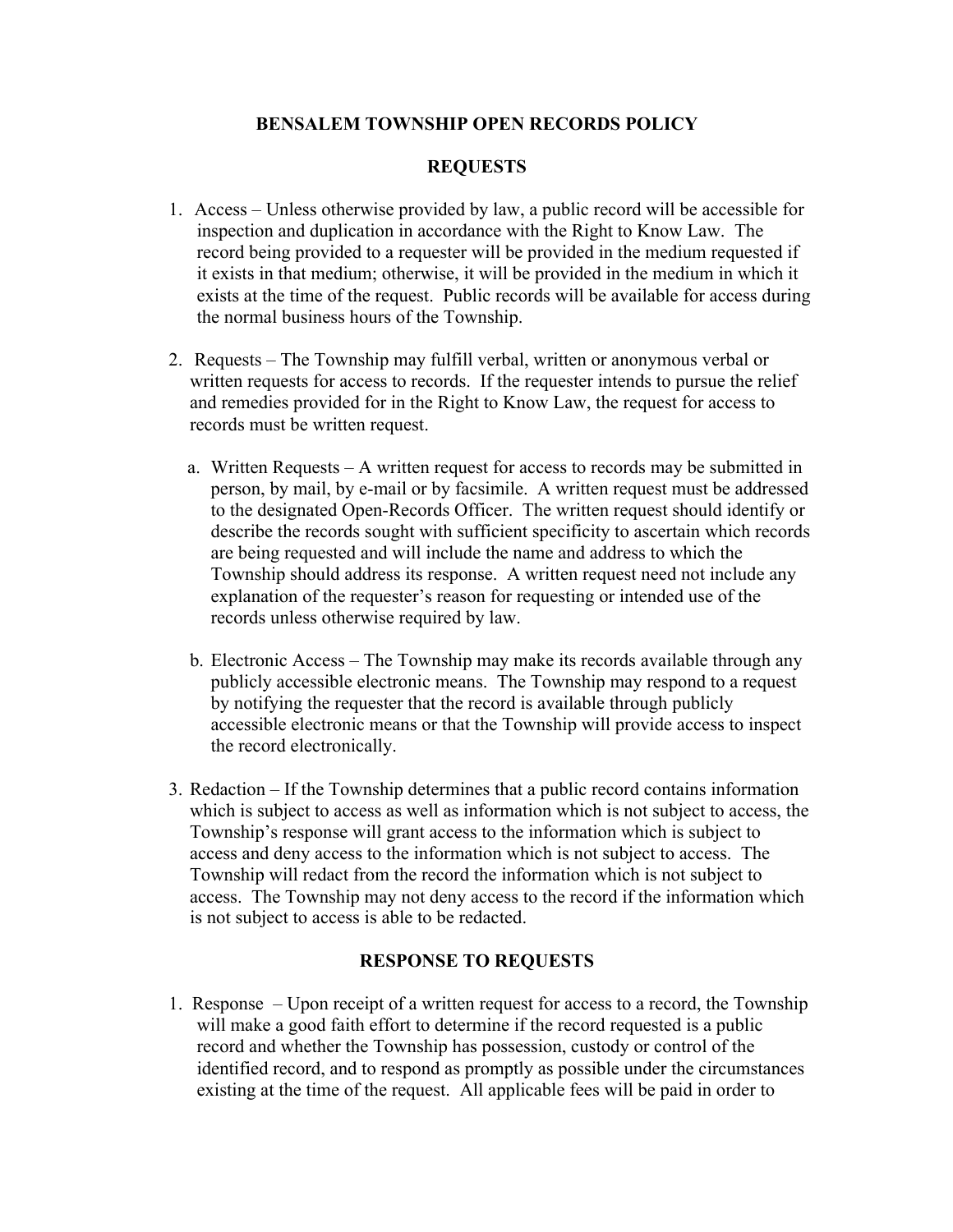# BENSALEM TOWNSHIP OPEN RECORDS POLICY

## REQUESTS

1. Access – Unless otherwise provided by law, a public record will be accessible for inspection and duplication in accordance with the Right to Know Law. The record being provided to a requester will be provided in the medium requested if it exists in that medium; otherwise, it will be provided in the medium in which it exists at the time of the request. Public records will be available for access during the normal business hours of the Township.

2. Requests – The Township may fulfill verbal, written or anonymous verbal or written requests for access to records. If the requester intends to pursue the relief and remedies provided for in the Right to Know Law, the request for access to records must be written request.

   a. Written Requests – A written request for access to records may be submitted in person, by mail, by e-mail or by facsimile. A written request must be addressed to the designated Open-Records Officer. The written request should identify or describe the records sought with sufficient specificity to ascertain which records are being requested and will include the name and address to which the Township should address its response. A written request need not include any explanation of the requester's reason for requesting or intended use of the records unless otherwise required by law.

   b. Electronic Access – The Township may make its records available through any publicly accessible electronic means. The Township may respond to a request by notifying the requester that the record is available through publicly accessible electronic means or that the Township will provide access to inspect the record electronically.

3. Redaction – If the Township determines that a public record contains information which is subject to access as well as information which is not subject to access, the Township's response will grant access to the information which is subject to access and deny access to the information which is not subject to access. The Township will redact from the record the information which is not subject to access. The Township may not deny access to the record if the information which is not subject to access is able to be redacted.

## RESPONSE TO REQUESTS

1. Response – Upon receipt of a written request for access to a record, the Township will make a good faith effort to determine if the record requested is a public record and whether the Township has possession, custody or control of the identified record, and to respond as promptly as possible under the circumstances existing at the time of the request. All applicable fees will be paid in order to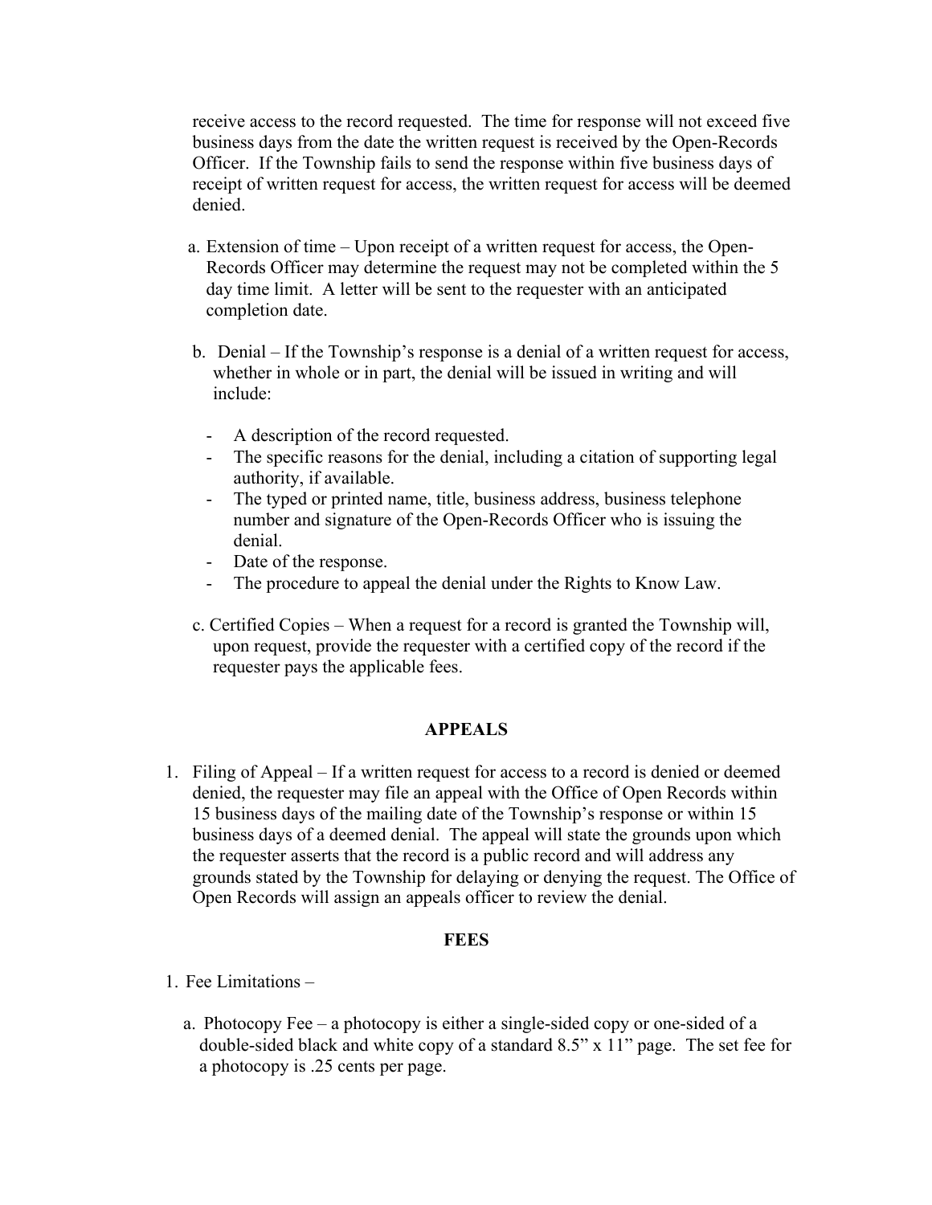receive access to the record requested. The time for response will not exceed five business days from the date the written request is received by the Open-Records Officer. If the Township fails to send the response within five business days of receipt of written request for access, the written request for access will be deemed denied.

a. Extension of time – Upon receipt of a written request for access, the Open-Records Officer may determine the request may not be completed within the 5 day time limit. A letter will be sent to the requester with an anticipated completion date.

b. Denial – If the Township's response is a denial of a written request for access, whether in whole or in part, the denial will be issued in writing and will include:

- A description of the record requested.
- The specific reasons for the denial, including a citation of supporting legal authority, if available.
- The typed or printed name, title, business address, business telephone number and signature of the Open-Records Officer who is issuing the denial.
- Date of the response.
- The procedure to appeal the denial under the Rights to Know Law.

c. Certified Copies – When a request for a record is granted the Township will, upon request, provide the requester with a certified copy of the record if the requester pays the applicable fees.

## APPEALS

1. Filing of Appeal – If a written request for access to a record is denied or deemed denied, the requester may file an appeal with the Office of Open Records within 15 business days of the mailing date of the Township's response or within 15 business days of a deemed denial. The appeal will state the grounds upon which the requester asserts that the record is a public record and will address any grounds stated by the Township for delaying or denying the request. The Office of Open Records will assign an appeals officer to review the denial.

## FEES

1. Fee Limitations –

   a. Photocopy Fee – a photocopy is either a single-sided copy or one-sided of a double-sided black and white copy of a standard 8.5" x 11" page. The set fee for a photocopy is .25 cents per page.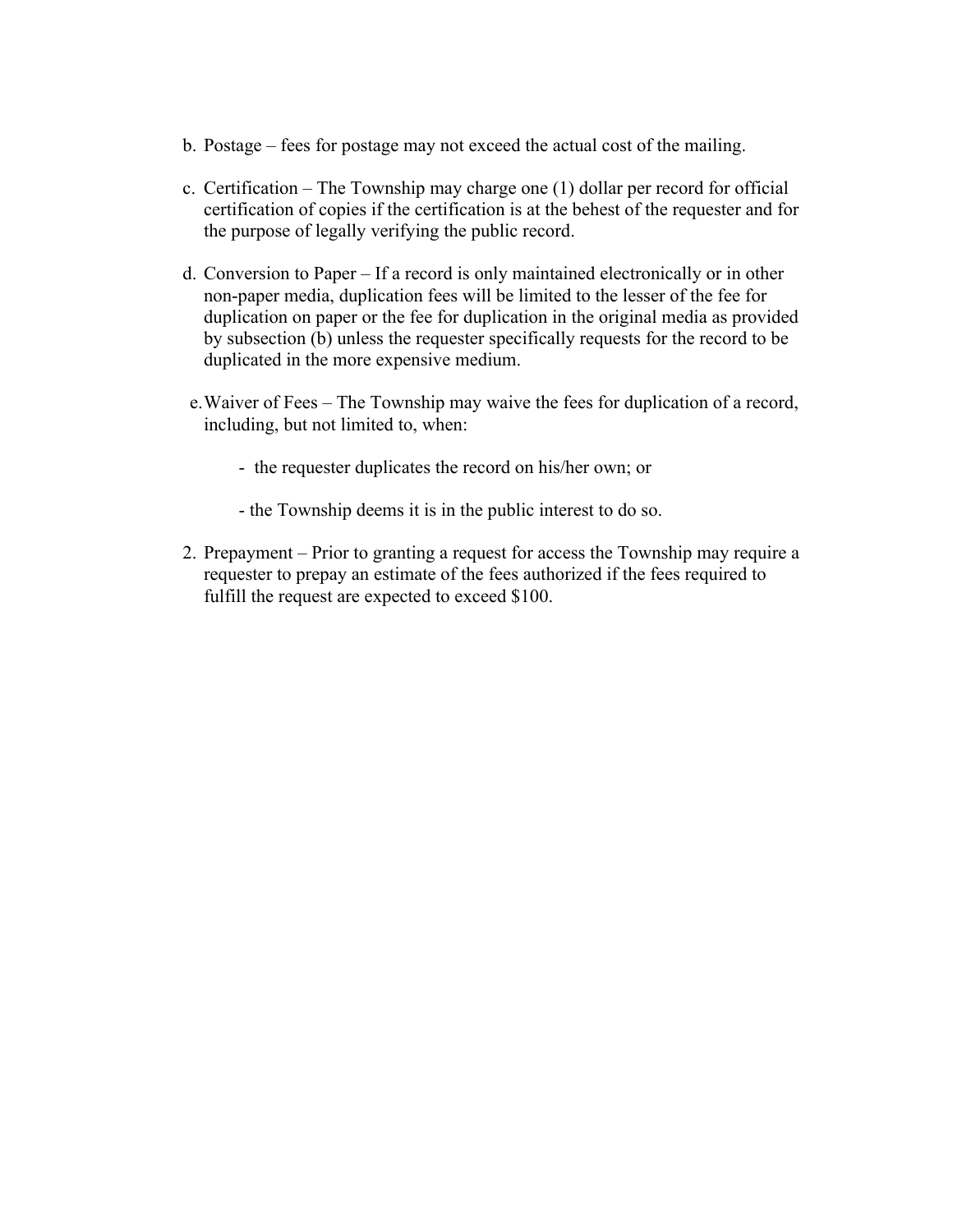b. Postage – fees for postage may not exceed the actual cost of the mailing.

c. Certification – The Township may charge one (1) dollar per record for official certification of copies if the certification is at the behest of the requester and for the purpose of legally verifying the public record.

d. Conversion to Paper – If a record is only maintained electronically or in other non-paper media, duplication fees will be limited to the lesser of the fee for duplication on paper or the fee for duplication in the original media as provided by subsection (b) unless the requester specifically requests for the record to be duplicated in the more expensive medium.

e. Waiver of Fees – The Township may waive the fees for duplication of a record, including, but not limited to, when:

   - the requester duplicates the record on his/her own; or

   - the Township deems it is in the public interest to do so.

2. Prepayment – Prior to granting a request for access the Township may require a requester to prepay an estimate of the fees authorized if the fees required to fulfill the request are expected to exceed $100.